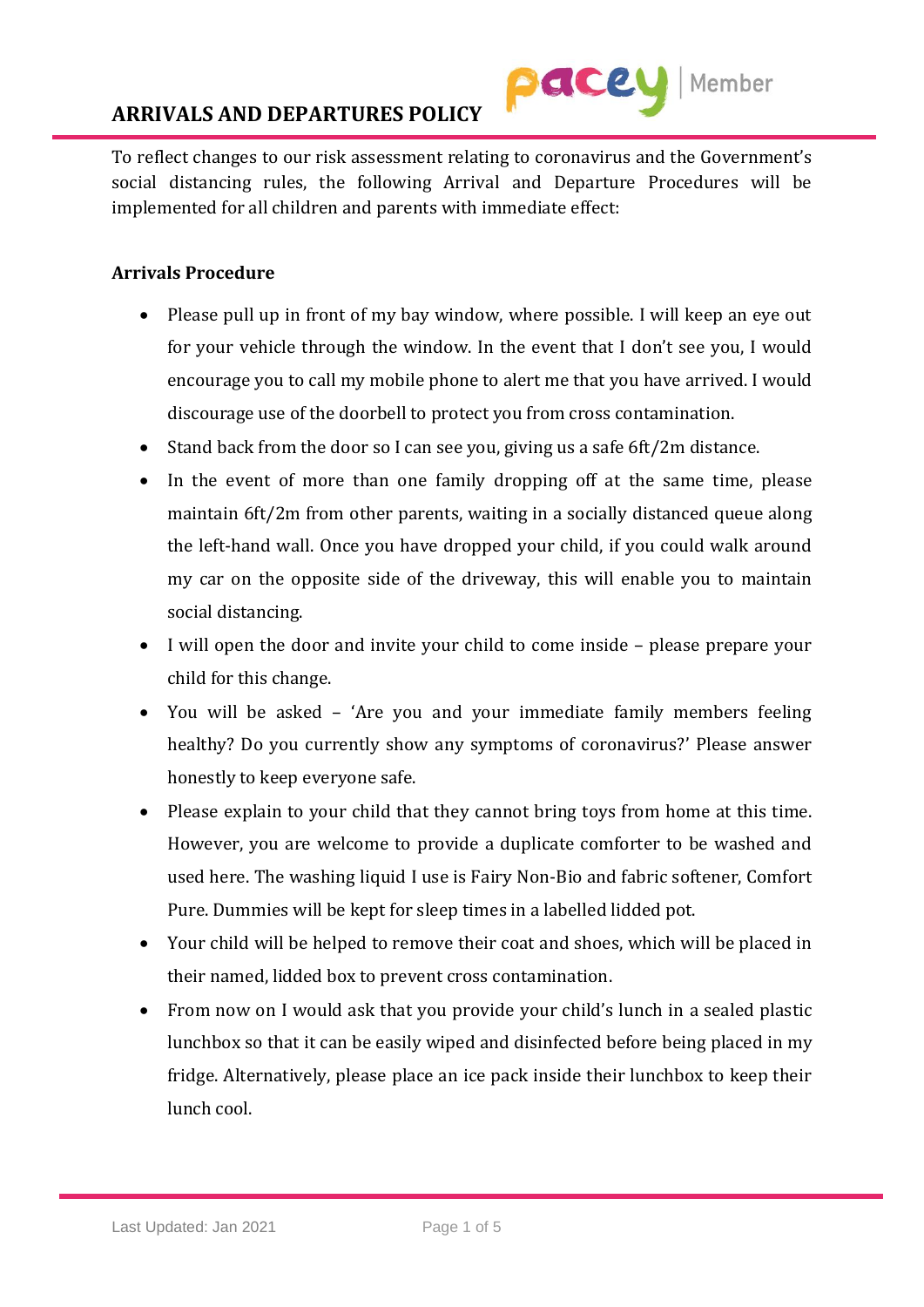# ARRIVALS AND DEPARTURES POLICY

To reflect changes to our risk assessment relating to coronavirus and the Government's social distancing rules, the following Arrival and Departure Procedures will be implemented for all children and parents with immediate effect:

**Arrivals Procedure**

- Please pull up in front of my bay window, where possible. I will keep an eye out for your vehicle through the window. In the event that I don't see you, I would encourage you to call my mobile phone to alert me that you have arrived. I would discourage use of the doorbell to protect you from cross contamination.
- Stand back from the door so I can see you, giving us a safe 6ft/2m distance.
- In the event of more than one family dropping off at the same time, please maintain 6ft/2m from other parents, waiting in a socially distanced queue along the left-hand wall. Once you have dropped your child, if you could walk around my car on the opposite side of the driveway, this will enable you to maintain social distancing.
- I will open the door and invite your child to come inside – please prepare your child for this change.
- You will be asked – 'Are you and your immediate family members feeling healthy? Do you currently show any symptoms of coronavirus?' Please answer honestly to keep everyone safe.
- Please explain to your child that they cannot bring toys from home at this time. However, you are welcome to provide a duplicate comforter to be washed and used here. The washing liquid I use is Fairy Non-Bio and fabric softener, Comfort Pure. Dummies will be kept for sleep times in a labelled lidded pot.
- Your child will be helped to remove their coat and shoes, which will be placed in their named, lidded box to prevent cross contamination.
- From now on I would ask that you provide your child's lunch in a sealed plastic lunchbox so that it can be easily wiped and disinfected before being placed in my fridge. Alternatively, please place an ice pack inside their lunchbox to keep their lunch cool.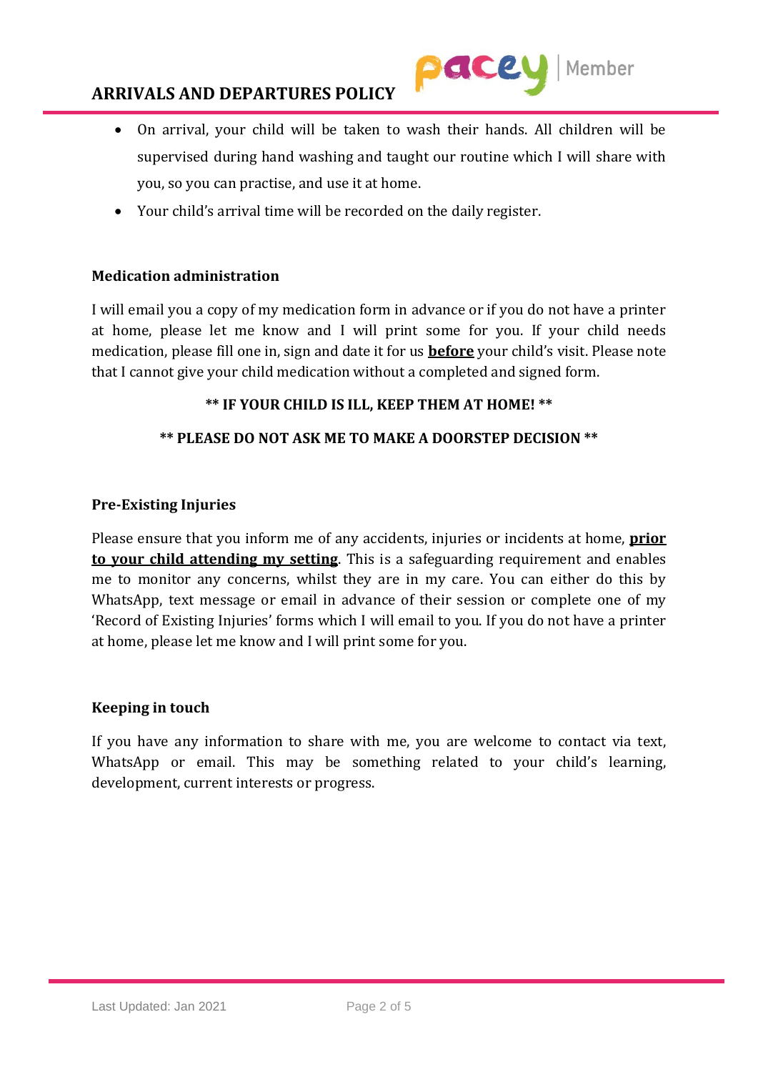- On arrival, your child will be taken to wash their hands. All children will be supervised during hand washing and taught our routine which I will share with you, so you can practise, and use it at home.
- Your child's arrival time will be recorded on the daily register.

**Medication administration**

I will email you a copy of my medication form in advance or if you do not have a printer at home, please let me know and I will print some for you. If your child needs medication, please fill one in, sign and date it for us **before** your child's visit. Please note that I cannot give your child medication without a completed and signed form.

**\*\* IF YOUR CHILD IS ILL, KEEP THEM AT HOME! \*\***

**\*\* PLEASE DO NOT ASK ME TO MAKE A DOORSTEP DECISION \*\***

**Pre-Existing Injuries**

Please ensure that you inform me of any accidents, injuries or incidents at home, **prior to your child attending my setting**. This is a safeguarding requirement and enables me to monitor any concerns, whilst they are in my care. You can either do this by WhatsApp, text message or email in advance of their session or complete one of my 'Record of Existing Injuries' forms which I will email to you. If you do not have a printer at home, please let me know and I will print some for you.

**Keeping in touch**

If you have any information to share with me, you are welcome to contact via text, WhatsApp or email. This may be something related to your child's learning, development, current interests or progress.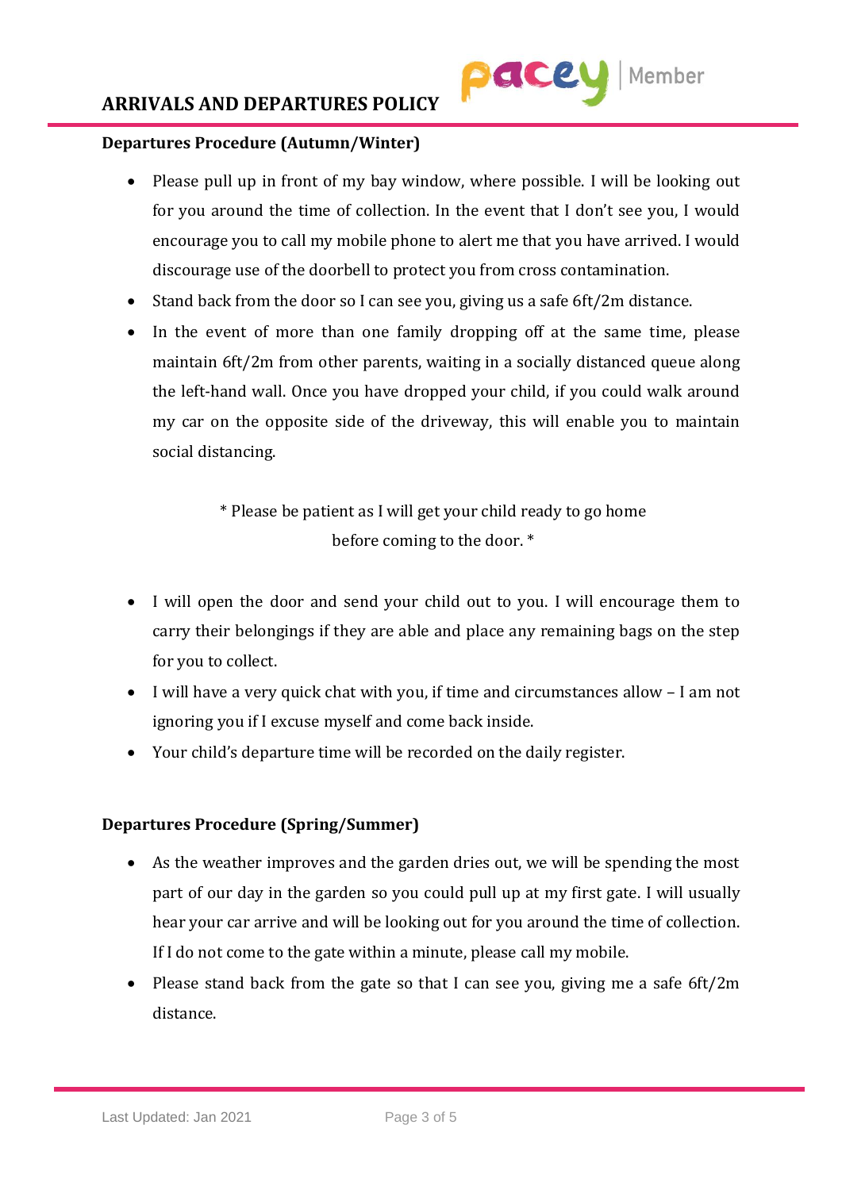### Departures Procedure (Autumn/Winter)

- Please pull up in front of my bay window, where possible. I will be looking out for you around the time of collection. In the event that I don't see you, I would encourage you to call my mobile phone to alert me that you have arrived. I would discourage use of the doorbell to protect you from cross contamination.
- Stand back from the door so I can see you, giving us a safe 6ft/2m distance.
- In the event of more than one family dropping off at the same time, please maintain 6ft/2m from other parents, waiting in a socially distanced queue along the left-hand wall. Once you have dropped your child, if you could walk around my car on the opposite side of the driveway, this will enable you to maintain social distancing.

<center>* Please be patient as I will get your child ready to go home before coming to the door. *</center>

- I will open the door and send your child out to you. I will encourage them to carry their belongings if they are able and place any remaining bags on the step for you to collect.
- I will have a very quick chat with you, if time and circumstances allow – I am not ignoring you if I excuse myself and come back inside.
- Your child's departure time will be recorded on the daily register.

### Departures Procedure (Spring/Summer)

- As the weather improves and the garden dries out, we will be spending the most part of our day in the garden so you could pull up at my first gate. I will usually hear your car arrive and will be looking out for you around the time of collection. If I do not come to the gate within a minute, please call my mobile.
- Please stand back from the gate so that I can see you, giving me a safe 6ft/2m distance.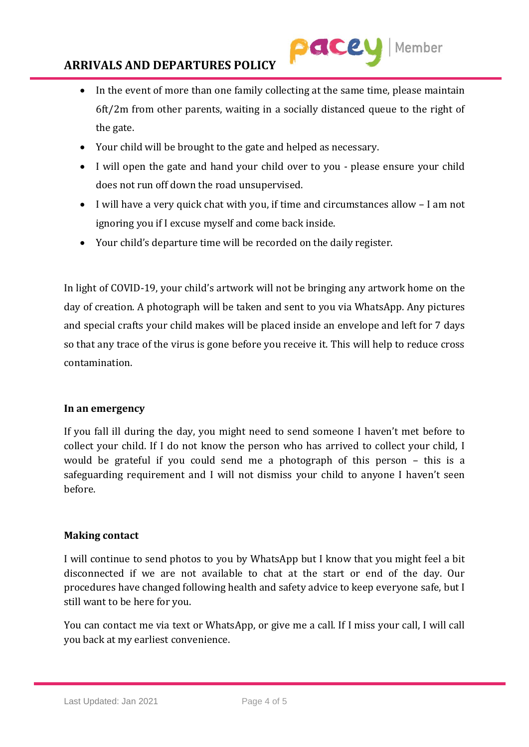- In the event of more than one family collecting at the same time, please maintain 6ft/2m from other parents, waiting in a socially distanced queue to the right of the gate.
- Your child will be brought to the gate and helped as necessary.
- I will open the gate and hand your child over to you - please ensure your child does not run off down the road unsupervised.
- I will have a very quick chat with you, if time and circumstances allow – I am not ignoring you if I excuse myself and come back inside.
- Your child's departure time will be recorded on the daily register.

In light of COVID-19, your child's artwork will not be bringing any artwork home on the day of creation. A photograph will be taken and sent to you via WhatsApp. Any pictures and special crafts your child makes will be placed inside an envelope and left for 7 days so that any trace of the virus is gone before you receive it. This will help to reduce cross contamination.

**In an emergency**

If you fall ill during the day, you might need to send someone I haven't met before to collect your child. If I do not know the person who has arrived to collect your child, I would be grateful if you could send me a photograph of this person – this is a safeguarding requirement and I will not dismiss your child to anyone I haven't seen before.

**Making contact**

I will continue to send photos to you by WhatsApp but I know that you might feel a bit disconnected if we are not available to chat at the start or end of the day. Our procedures have changed following health and safety advice to keep everyone safe, but I still want to be here for you.

You can contact me via text or WhatsApp, or give me a call. If I miss your call, I will call you back at my earliest convenience.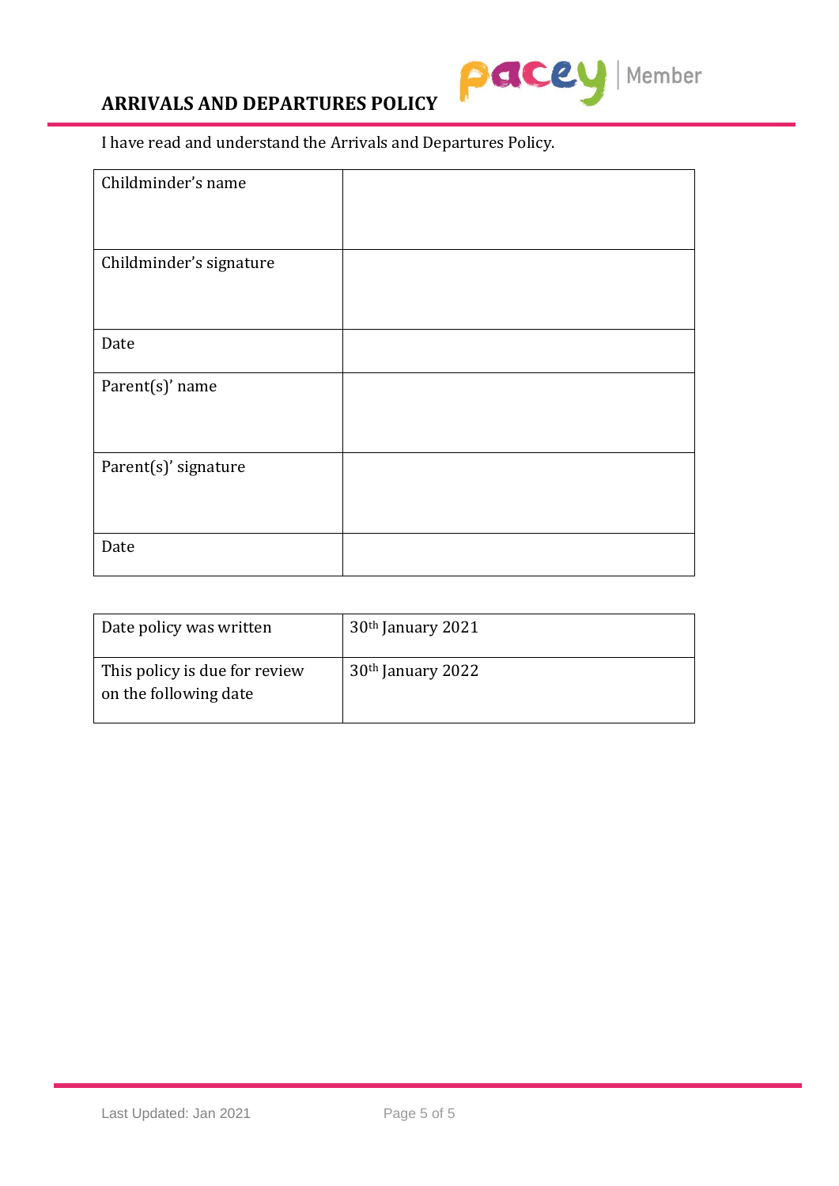## ARRIVALS AND DEPARTURES POLICY

I have read and understand the Arrivals and Departures Policy.

| | |
|---|---|
| Childminder's name | |
| Childminder's signature | |
| Date | |
| Parent(s)' name | |
| Parent(s)' signature | |
| Date | |

| | |
|---|---|
| Date policy was written | 30th January 2021 |
| This policy is due for review on the following date | 30th January 2022 |

Last Updated: Jan 2021